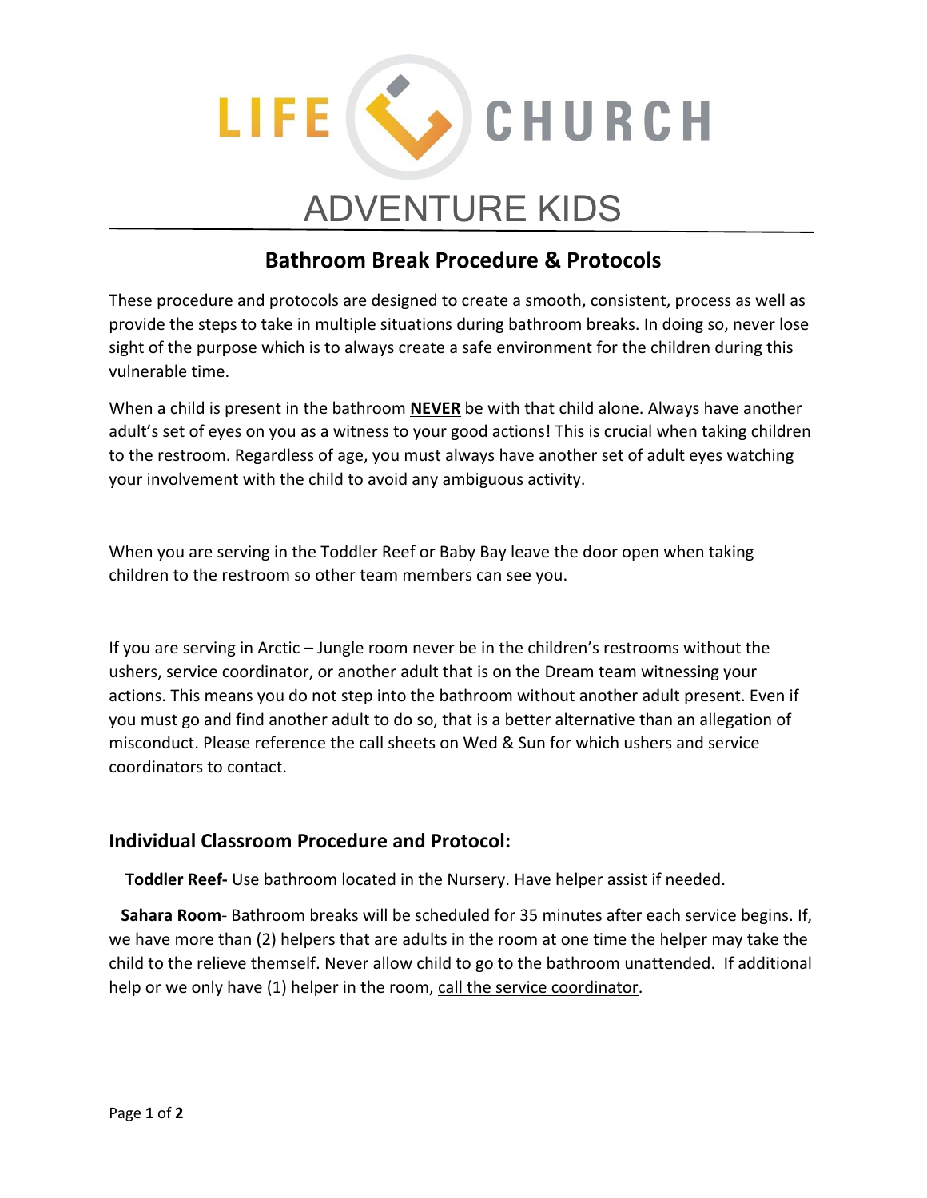# LIFE CHURCH

## ADVENTURE KIDS

### Bathroom Break Procedure & Protocols

These procedure and protocols are designed to create a smooth, consistent, process as well as provide the steps to take in multiple situations during bathroom breaks. In doing so, never lose sight of the purpose which is to always create a safe environment for the children during this vulnerable time.

When a child is present in the bathroom **NEVER** be with that child alone. Always have another adult's set of eyes on you as a witness to your good actions! This is crucial when taking children to the restroom. Regardless of age, you must always have another set of adult eyes watching your involvement with the child to avoid any ambiguous activity.

When you are serving in the Toddler Reef or Baby Bay leave the door open when taking children to the restroom so other team members can see you.

If you are serving in Arctic – Jungle room never be in the children's restrooms without the ushers, service coordinator, or another adult that is on the Dream team witnessing your actions. This means you do not step into the bathroom without another adult present. Even if you must go and find another adult to do so, that is a better alternative than an allegation of misconduct. Please reference the call sheets on Wed & Sun for which ushers and service coordinators to contact.

### Individual Classroom Procedure and Protocol:

**Toddler Reef-** Use bathroom located in the Nursery. Have helper assist if needed.

**Sahara Room**- Bathroom breaks will be scheduled for 35 minutes after each service begins. If, we have more than (2) helpers that are adults in the room at one time the helper may take the child to the relieve themself. Never allow child to go to the bathroom unattended. If additional help or we only have (1) helper in the room, call the service coordinator.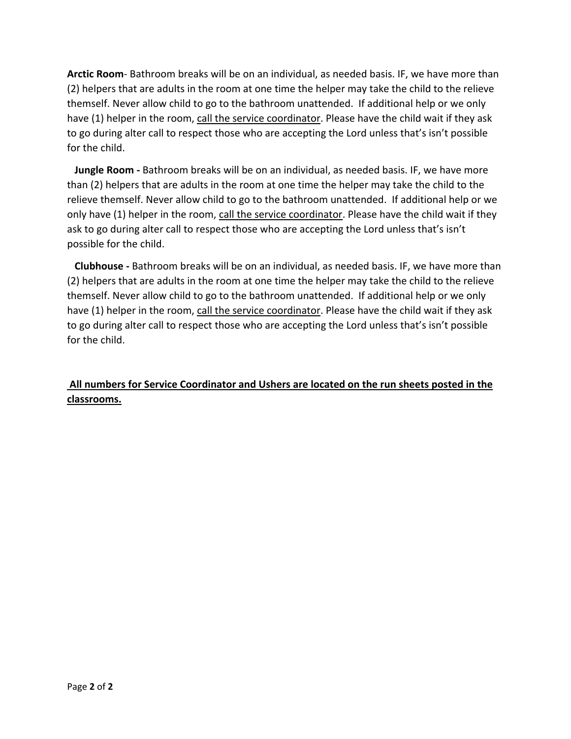**Arctic Room**- Bathroom breaks will be on an individual, as needed basis. IF, we have more than (2) helpers that are adults in the room at one time the helper may take the child to the relieve themself. Never allow child to go to the bathroom unattended. If additional help or we only have (1) helper in the room, <u>call the service coordinator</u>. Please have the child wait if they ask to go during alter call to respect those who are accepting the Lord unless that's isn't possible for the child.

**Jungle Room -** Bathroom breaks will be on an individual, as needed basis. IF, we have more than (2) helpers that are adults in the room at one time the helper may take the child to the relieve themself. Never allow child to go to the bathroom unattended. If additional help or we only have (1) helper in the room, <u>call the service coordinator</u>. Please have the child wait if they ask to go during alter call to respect those who are accepting the Lord unless that's isn't possible for the child.

**Clubhouse -** Bathroom breaks will be on an individual, as needed basis. IF, we have more than (2) helpers that are adults in the room at one time the helper may take the child to the relieve themself. Never allow child to go to the bathroom unattended. If additional help or we only have (1) helper in the room, <u>call the service coordinator</u>. Please have the child wait if they ask to go during alter call to respect those who are accepting the Lord unless that's isn't possible for the child.

**<u>All numbers for Service Coordinator and Ushers are located on the run sheets posted in the classrooms.</u>**